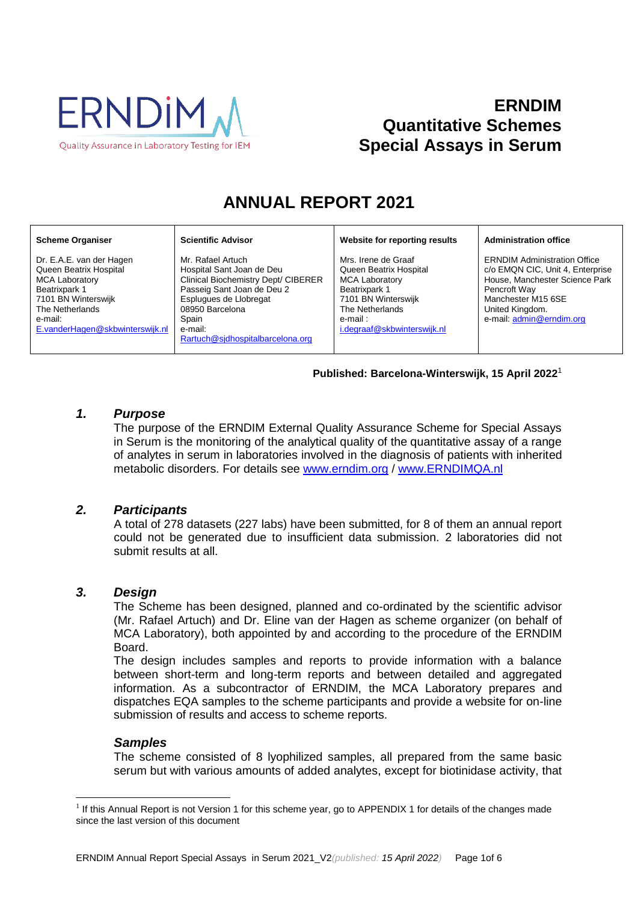ERNDIM

Quality Assurance in Laboratory Testing for IEM

# ERNDIM Quantitative Schemes Special Assays in Serum

# ANNUAL REPORT 2021

| Scheme Organiser | Scientific Advisor | Website for reporting results | Administration office |
|---|---|---|---|
| Dr. E.A.E. van der Hagen<br>Queen Beatrix Hospital<br>MCA Laboratory<br>Beatrixpark 1<br>7101 BN Winterswijk<br>The Netherlands<br>e-mail:<br>E.vanderHagen@skbwinterswijk.nl | Mr. Rafael Artuch<br>Hospital Sant Joan de Deu<br>Clinical Biochemistry Dept/ CIBERER<br>Passeig Sant Joan de Deu 2<br>Esplugues de Llobregat<br>08950 Barcelona<br>Spain<br>e-mail:<br>Rartuch@sjdhospitalbarcelona.org | Mrs. Irene de Graaf<br>Queen Beatrix Hospital<br>MCA Laboratory<br>Beatrixpark 1<br>7101 BN Winterswijk<br>The Netherlands<br>e-mail :<br>i.degraaf@skbwinterswijk.nl | ERNDIM Administration Office<br>c/o EMQN CIC, Unit 4, Enterprise House, Manchester Science Park<br>Pencroft Way<br>Manchester M15 6SE<br>United Kingdom.<br>e-mail: admin@erndim.org |

**Published: Barcelona-Winterswijk, 15 April 2022**[1]

## *1. Purpose*

The purpose of the ERNDIM External Quality Assurance Scheme for Special Assays in Serum is the monitoring of the analytical quality of the quantitative assay of a range of analytes in serum in laboratories involved in the diagnosis of patients with inherited metabolic disorders. For details see www.erndim.org / www.ERNDIMQA.nl

## *2. Participants*

A total of 278 datasets (227 labs) have been submitted, for 8 of them an annual report could not be generated due to insufficient data submission. 2 laboratories did not submit results at all.

## *3. Design*

The Scheme has been designed, planned and co-ordinated by the scientific advisor (Mr. Rafael Artuch) and Dr. Eline van der Hagen as scheme organizer (on behalf of MCA Laboratory), both appointed by and according to the procedure of the ERNDIM Board.

The design includes samples and reports to provide information with a balance between short-term and long-term reports and between detailed and aggregated information. As a subcontractor of ERNDIM, the MCA Laboratory prepares and dispatches EQA samples to the scheme participants and provide a website for on-line submission of results and access to scheme reports.

### *Samples*

The scheme consisted of 8 lyophilized samples, all prepared from the same basic serum but with various amounts of added analytes, except for biotinidase activity, that

[1] If this Annual Report is not Version 1 for this scheme year, go to APPENDIX 1 for details of the changes made since the last version of this document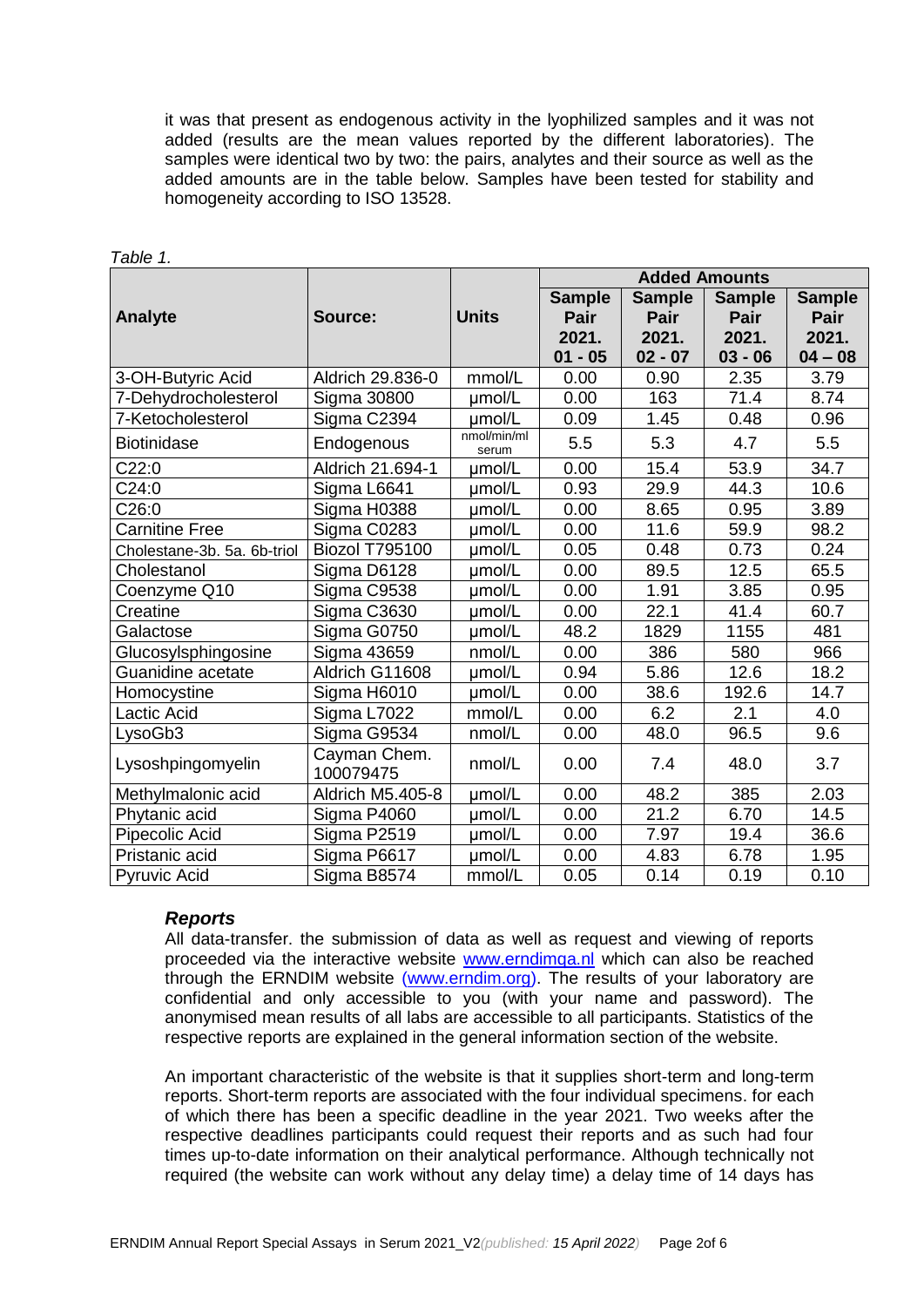it was that present as endogenous activity in the lyophilized samples and it was not added (results are the mean values reported by the different laboratories). The samples were identical two by two: the pairs, analytes and their source as well as the added amounts are in the table below. Samples have been tested for stability and homogeneity according to ISO 13528.

*Table 1.*

| Analyte | Source: | Units | Added Amounts | | | |
|---|---|---|---|---|---|---|
| | | | Sample Pair 2021. 01 - 05 | Sample Pair 2021. 02 - 07 | Sample Pair 2021. 03 - 06 | Sample Pair 2021. 04 – 08 |
| 3-OH-Butyric Acid | Aldrich 29.836-0 | mmol/L | 0.00 | 0.90 | 2.35 | 3.79 |
| 7-Dehydrocholesterol | Sigma 30800 | µmol/L | 0.00 | 163 | 71.4 | 8.74 |
| 7-Ketocholesterol | Sigma C2394 | µmol/L | 0.09 | 1.45 | 0.48 | 0.96 |
| Biotinidase | Endogenous | nmol/min/ml serum | 5.5 | 5.3 | 4.7 | 5.5 |
| C22:0 | Aldrich 21.694-1 | µmol/L | 0.00 | 15.4 | 53.9 | 34.7 |
| C24:0 | Sigma L6641 | µmol/L | 0.93 | 29.9 | 44.3 | 10.6 |
| C26:0 | Sigma H0388 | µmol/L | 0.00 | 8.65 | 0.95 | 3.89 |
| Carnitine Free | Sigma C0283 | µmol/L | 0.00 | 11.6 | 59.9 | 98.2 |
| Cholestane-3b. 5a. 6b-triol | Biozol T795100 | µmol/L | 0.05 | 0.48 | 0.73 | 0.24 |
| Cholestanol | Sigma D6128 | µmol/L | 0.00 | 89.5 | 12.5 | 65.5 |
| Coenzyme Q10 | Sigma C9538 | µmol/L | 0.00 | 1.91 | 3.85 | 0.95 |
| Creatine | Sigma C3630 | µmol/L | 0.00 | 22.1 | 41.4 | 60.7 |
| Galactose | Sigma G0750 | µmol/L | 48.2 | 1829 | 1155 | 481 |
| Glucosylsphingosine | Sigma 43659 | nmol/L | 0.00 | 386 | 580 | 966 |
| Guanidine acetate | Aldrich G11608 | µmol/L | 0.94 | 5.86 | 12.6 | 18.2 |
| Homocystine | Sigma H6010 | µmol/L | 0.00 | 38.6 | 192.6 | 14.7 |
| Lactic Acid | Sigma L7022 | mmol/L | 0.00 | 6.2 | 2.1 | 4.0 |
| LysoGb3 | Sigma G9534 | nmol/L | 0.00 | 48.0 | 96.5 | 9.6 |
| Lysoshpingomyelin | Cayman Chem. 100079475 | nmol/L | 0.00 | 7.4 | 48.0 | 3.7 |
| Methylmalonic acid | Aldrich M5.405-8 | µmol/L | 0.00 | 48.2 | 385 | 2.03 |
| Phytanic acid | Sigma P4060 | µmol/L | 0.00 | 21.2 | 6.70 | 14.5 |
| Pipecolic Acid | Sigma P2519 | µmol/L | 0.00 | 7.97 | 19.4 | 36.6 |
| Pristanic acid | Sigma P6617 | µmol/L | 0.00 | 4.83 | 6.78 | 1.95 |
| Pyruvic Acid | Sigma B8574 | mmol/L | 0.05 | 0.14 | 0.19 | 0.10 |

### *Reports*

All data-transfer. the submission of data as well as request and viewing of reports proceeded via the interactive website www.erndimqa.nl which can also be reached through the ERNDIM website (www.erndim.org). The results of your laboratory are confidential and only accessible to you (with your name and password). The anonymised mean results of all labs are accessible to all participants. Statistics of the respective reports are explained in the general information section of the website.

An important characteristic of the website is that it supplies short-term and long-term reports. Short-term reports are associated with the four individual specimens. for each of which there has been a specific deadline in the year 2021. Two weeks after the respective deadlines participants could request their reports and as such had four times up-to-date information on their analytical performance. Although technically not required (the website can work without any delay time) a delay time of 14 days has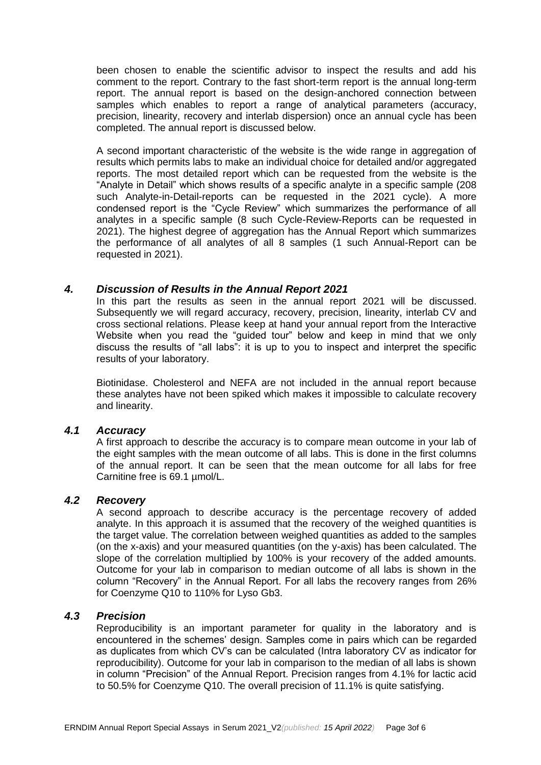been chosen to enable the scientific advisor to inspect the results and add his comment to the report. Contrary to the fast short-term report is the annual long-term report. The annual report is based on the design-anchored connection between samples which enables to report a range of analytical parameters (accuracy, precision, linearity, recovery and interlab dispersion) once an annual cycle has been completed. The annual report is discussed below.

A second important characteristic of the website is the wide range in aggregation of results which permits labs to make an individual choice for detailed and/or aggregated reports. The most detailed report which can be requested from the website is the "Analyte in Detail" which shows results of a specific analyte in a specific sample (208 such Analyte-in-Detail-reports can be requested in the 2021 cycle). A more condensed report is the "Cycle Review" which summarizes the performance of all analytes in a specific sample (8 such Cycle-Review-Reports can be requested in 2021). The highest degree of aggregation has the Annual Report which summarizes the performance of all analytes of all 8 samples (1 such Annual-Report can be requested in 2021).

## *4. Discussion of Results in the Annual Report 2021*

In this part the results as seen in the annual report 2021 will be discussed. Subsequently we will regard accuracy, recovery, precision, linearity, interlab CV and cross sectional relations. Please keep at hand your annual report from the Interactive Website when you read the "guided tour" below and keep in mind that we only discuss the results of "all labs": it is up to you to inspect and interpret the specific results of your laboratory.

Biotinidase. Cholesterol and NEFA are not included in the annual report because these analytes have not been spiked which makes it impossible to calculate recovery and linearity.

### *4.1 Accuracy*

A first approach to describe the accuracy is to compare mean outcome in your lab of the eight samples with the mean outcome of all labs. This is done in the first columns of the annual report. It can be seen that the mean outcome for all labs for free Carnitine free is 69.1 µmol/L.

### *4.2 Recovery*

A second approach to describe accuracy is the percentage recovery of added analyte. In this approach it is assumed that the recovery of the weighed quantities is the target value. The correlation between weighed quantities as added to the samples (on the x-axis) and your measured quantities (on the y-axis) has been calculated. The slope of the correlation multiplied by 100% is your recovery of the added amounts. Outcome for your lab in comparison to median outcome of all labs is shown in the column "Recovery" in the Annual Report. For all labs the recovery ranges from 26% for Coenzyme Q10 to 110% for Lyso Gb3.

### *4.3 Precision*

Reproducibility is an important parameter for quality in the laboratory and is encountered in the schemes' design. Samples come in pairs which can be regarded as duplicates from which CV's can be calculated (Intra laboratory CV as indicator for reproducibility). Outcome for your lab in comparison to the median of all labs is shown in column "Precision" of the Annual Report. Precision ranges from 4.1% for lactic acid to 50.5% for Coenzyme Q10. The overall precision of 11.1% is quite satisfying.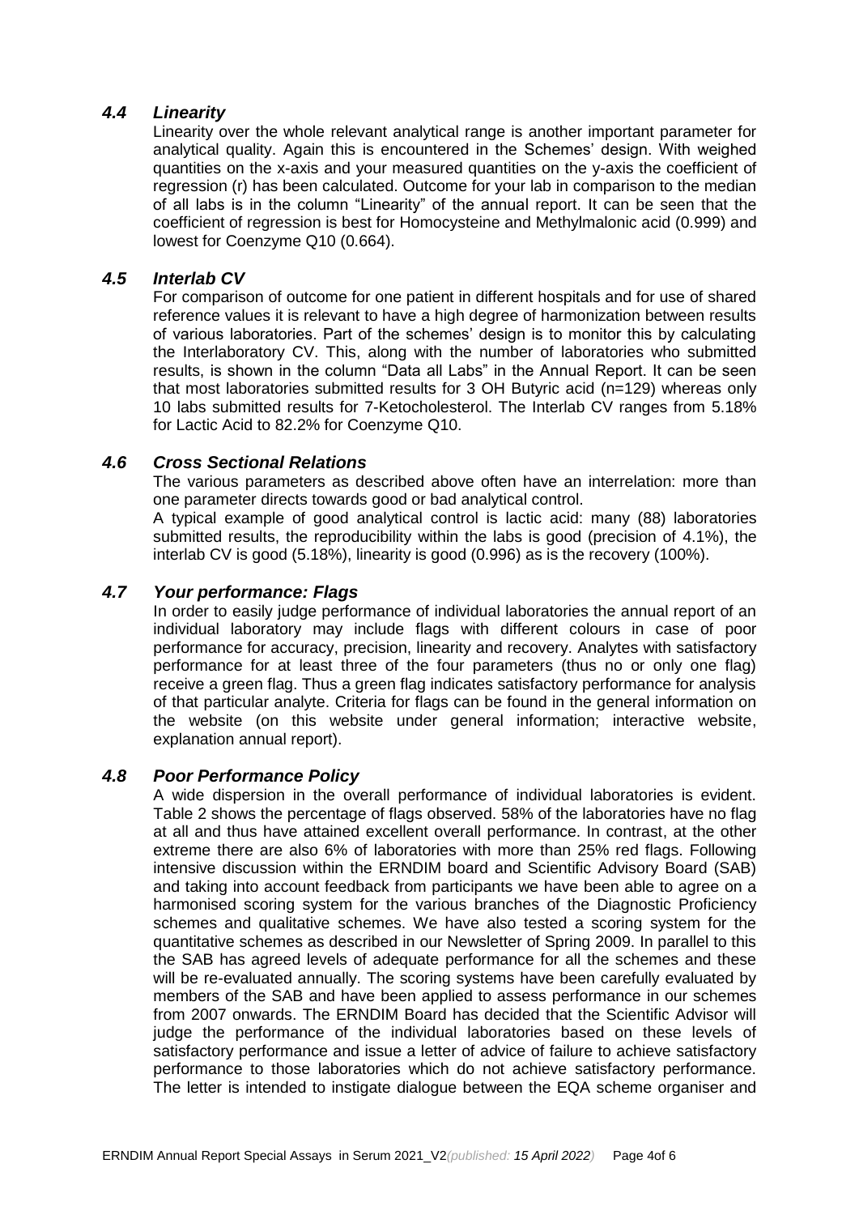### *4.4 Linearity*

Linearity over the whole relevant analytical range is another important parameter for analytical quality. Again this is encountered in the Schemes' design. With weighed quantities on the x-axis and your measured quantities on the y-axis the coefficient of regression (r) has been calculated. Outcome for your lab in comparison to the median of all labs is in the column "Linearity" of the annual report. It can be seen that the coefficient of regression is best for Homocysteine and Methylmalonic acid (0.999) and lowest for Coenzyme Q10 (0.664).

### *4.5 Interlab CV*

For comparison of outcome for one patient in different hospitals and for use of shared reference values it is relevant to have a high degree of harmonization between results of various laboratories. Part of the schemes' design is to monitor this by calculating the Interlaboratory CV. This, along with the number of laboratories who submitted results, is shown in the column "Data all Labs" in the Annual Report. It can be seen that most laboratories submitted results for 3 OH Butyric acid (n=129) whereas only 10 labs submitted results for 7-Ketocholesterol. The Interlab CV ranges from 5.18% for Lactic Acid to 82.2% for Coenzyme Q10.

### *4.6 Cross Sectional Relations*

The various parameters as described above often have an interrelation: more than one parameter directs towards good or bad analytical control.

A typical example of good analytical control is lactic acid: many (88) laboratories submitted results, the reproducibility within the labs is good (precision of 4.1%), the interlab CV is good (5.18%), linearity is good (0.996) as is the recovery (100%).

### *4.7 Your performance: Flags*

In order to easily judge performance of individual laboratories the annual report of an individual laboratory may include flags with different colours in case of poor performance for accuracy, precision, linearity and recovery. Analytes with satisfactory performance for at least three of the four parameters (thus no or only one flag) receive a green flag. Thus a green flag indicates satisfactory performance for analysis of that particular analyte. Criteria for flags can be found in the general information on the website (on this website under general information; interactive website, explanation annual report).

### *4.8 Poor Performance Policy*

A wide dispersion in the overall performance of individual laboratories is evident. Table 2 shows the percentage of flags observed. 58% of the laboratories have no flag at all and thus have attained excellent overall performance. In contrast, at the other extreme there are also 6% of laboratories with more than 25% red flags. Following intensive discussion within the ERNDIM board and Scientific Advisory Board (SAB) and taking into account feedback from participants we have been able to agree on a harmonised scoring system for the various branches of the Diagnostic Proficiency schemes and qualitative schemes. We have also tested a scoring system for the quantitative schemes as described in our Newsletter of Spring 2009. In parallel to this the SAB has agreed levels of adequate performance for all the schemes and these will be re-evaluated annually. The scoring systems have been carefully evaluated by members of the SAB and have been applied to assess performance in our schemes from 2007 onwards. The ERNDIM Board has decided that the Scientific Advisor will judge the performance of the individual laboratories based on these levels of satisfactory performance and issue a letter of advice of failure to achieve satisfactory performance to those laboratories which do not achieve satisfactory performance. The letter is intended to instigate dialogue between the EQA scheme organiser and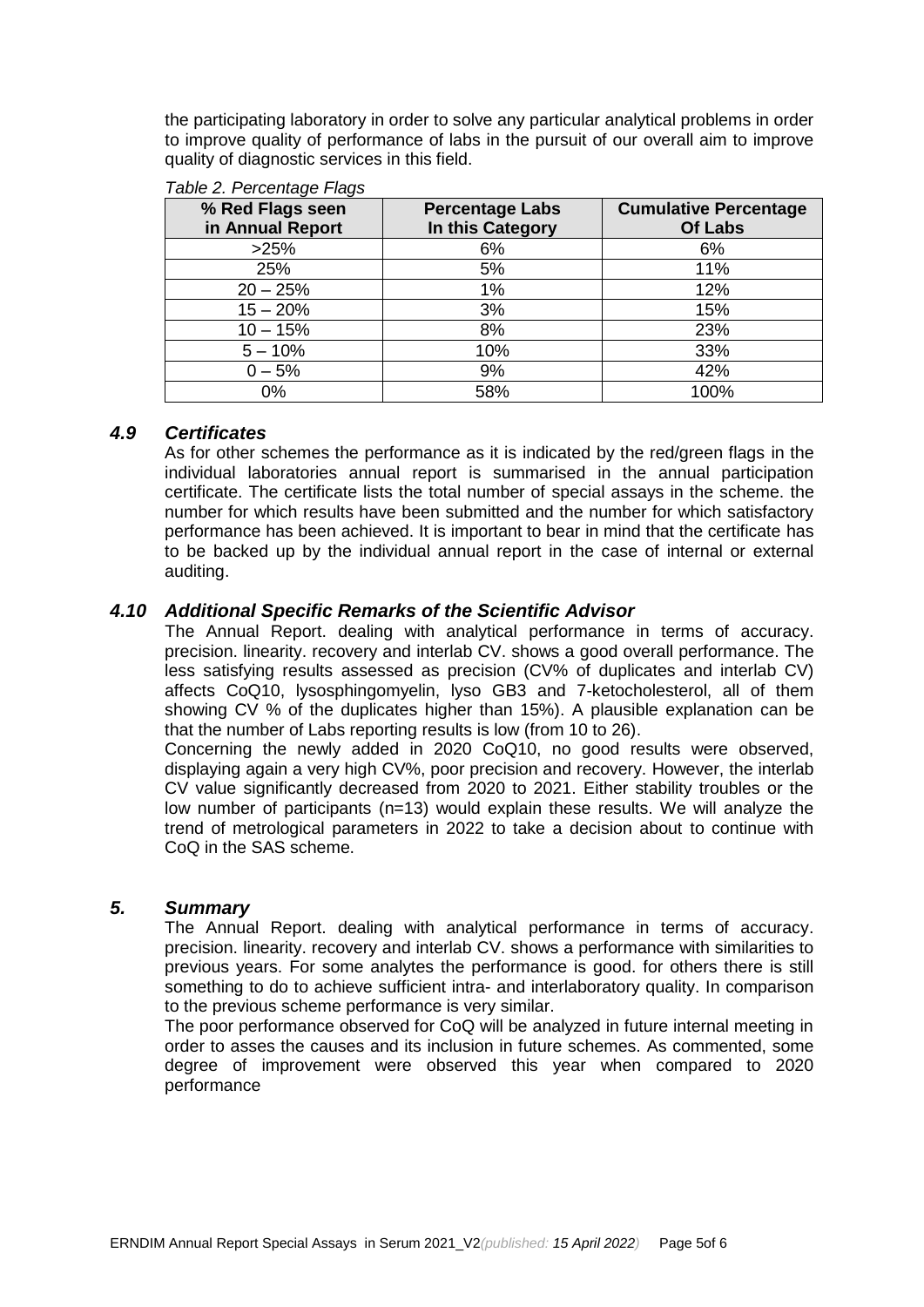the participating laboratory in order to solve any particular analytical problems in order to improve quality of performance of labs in the pursuit of our overall aim to improve quality of diagnostic services in this field.

*Table 2. Percentage Flags*

| % Red Flags seen in Annual Report | Percentage Labs In this Category | Cumulative Percentage Of Labs |
|---|---|---|
| >25% | 6% | 6% |
| 25% | 5% | 11% |
| 20 – 25% | 1% | 12% |
| 15 – 20% | 3% | 15% |
| 10 – 15% | 8% | 23% |
| 5 – 10% | 10% | 33% |
| 0 – 5% | 9% | 42% |
| 0% | 58% | 100% |

### *4.9 Certificates*

As for other schemes the performance as it is indicated by the red/green flags in the individual laboratories annual report is summarised in the annual participation certificate. The certificate lists the total number of special assays in the scheme. the number for which results have been submitted and the number for which satisfactory performance has been achieved. It is important to bear in mind that the certificate has to be backed up by the individual annual report in the case of internal or external auditing.

### *4.10 Additional Specific Remarks of the Scientific Advisor*

The Annual Report. dealing with analytical performance in terms of accuracy. precision. linearity. recovery and interlab CV. shows a good overall performance. The less satisfying results assessed as precision (CV% of duplicates and interlab CV) affects CoQ10, lysosphingomyelin, lyso GB3 and 7-ketocholesterol, all of them showing CV % of the duplicates higher than 15%). A plausible explanation can be that the number of Labs reporting results is low (from 10 to 26).

Concerning the newly added in 2020 CoQ10, no good results were observed, displaying again a very high CV%, poor precision and recovery. However, the interlab CV value significantly decreased from 2020 to 2021. Either stability troubles or the low number of participants (n=13) would explain these results. We will analyze the trend of metrological parameters in 2022 to take a decision about to continue with CoQ in the SAS scheme.

## *5. Summary*

The Annual Report. dealing with analytical performance in terms of accuracy. precision. linearity. recovery and interlab CV. shows a performance with similarities to previous years. For some analytes the performance is good. for others there is still something to do to achieve sufficient intra- and interlaboratory quality. In comparison to the previous scheme performance is very similar.

The poor performance observed for CoQ will be analyzed in future internal meeting in order to asses the causes and its inclusion in future schemes. As commented, some degree of improvement were observed this year when compared to 2020 performance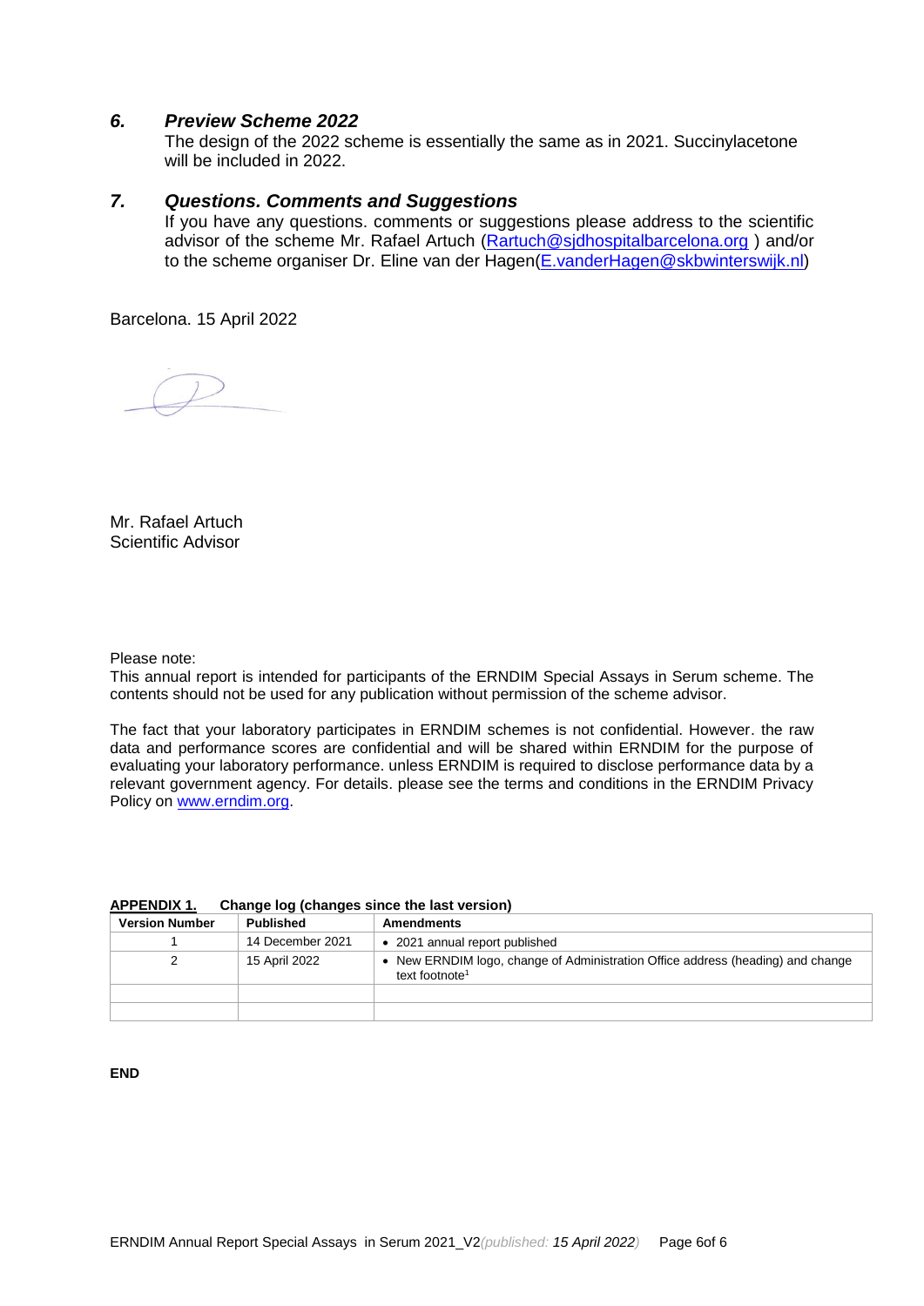## *6. Preview Scheme 2022*

The design of the 2022 scheme is essentially the same as in 2021. Succinylacetone will be included in 2022.

## *7. Questions. Comments and Suggestions*

If you have any questions. comments or suggestions please address to the scientific advisor of the scheme Mr. Rafael Artuch (Rartuch@sjdhospitalbarcelona.org ) and/or to the scheme organiser Dr. Eline van der Hagen(E.vanderHagen@skbwinterswijk.nl)

Barcelona. 15 April 2022

Mr. Rafael Artuch
Scientific Advisor

Please note:
This annual report is intended for participants of the ERNDIM Special Assays in Serum scheme. The contents should not be used for any publication without permission of the scheme advisor.

The fact that your laboratory participates in ERNDIM schemes is not confidential. However. the raw data and performance scores are confidential and will be shared within ERNDIM for the purpose of evaluating your laboratory performance. unless ERNDIM is required to disclose performance data by a relevant government agency. For details. please see the terms and conditions in the ERNDIM Privacy Policy on www.erndim.org.

**APPENDIX 1. Change log (changes since the last version)**

| Version Number | Published | Amendments |
|---|---|---|
| 1 | 14 December 2021 | • 2021 annual report published |
| 2 | 15 April 2022 | • New ERNDIM logo, change of Administration Office address (heading) and change text footnote[1] |
| | | |
| | | |

**END**